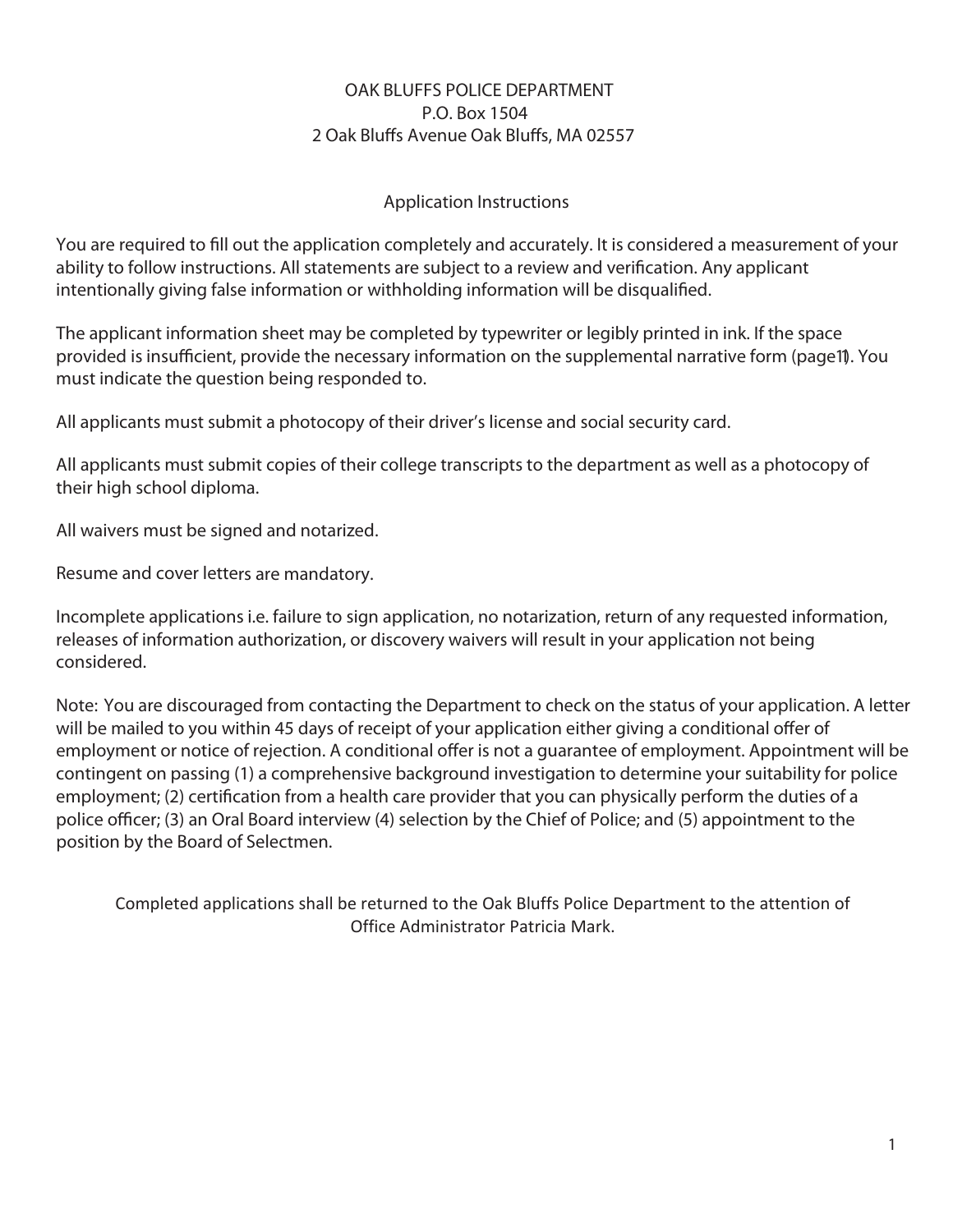OAK BLUFFS POLICE DEPARTMENT
P.O. Box 1504
2 Oak Bluffs Avenue Oak Bluffs, MA 02557

## Application Instructions

You are required to fill out the application completely and accurately. It is considered a measurement of your ability to follow instructions. All statements are subject to a review and verification. Any applicant intentionally giving false information or withholding information will be disqualified.

The applicant information sheet may be completed by typewriter or legibly printed in ink. If the space provided is insufficient, provide the necessary information on the supplemental narrative form (page11). You must indicate the question being responded to.

All applicants must submit a photocopy of their driver's license and social security card.

All applicants must submit copies of their college transcripts to the department as well as a photocopy of their high school diploma.

All waivers must be signed and notarized.

Resume and cover letters are mandatory.

Incomplete applications i.e. failure to sign application, no notarization, return of any requested information, releases of information authorization, or discovery waivers will result in your application not being considered.

Note: You are discouraged from contacting the Department to check on the status of your application. A letter will be mailed to you within 45 days of receipt of your application either giving a conditional offer of employment or notice of rejection. A conditional offer is not a guarantee of employment. Appointment will be contingent on passing (1) a comprehensive background investigation to determine your suitability for police employment; (2) certification from a health care provider that you can physically perform the duties of a police officer; (3) an Oral Board interview (4) selection by the Chief of Police; and (5) appointment to the position by the Board of Selectmen.

Completed applications shall be returned to the Oak Bluffs Police Department to the attention of Office Administrator Patricia Mark.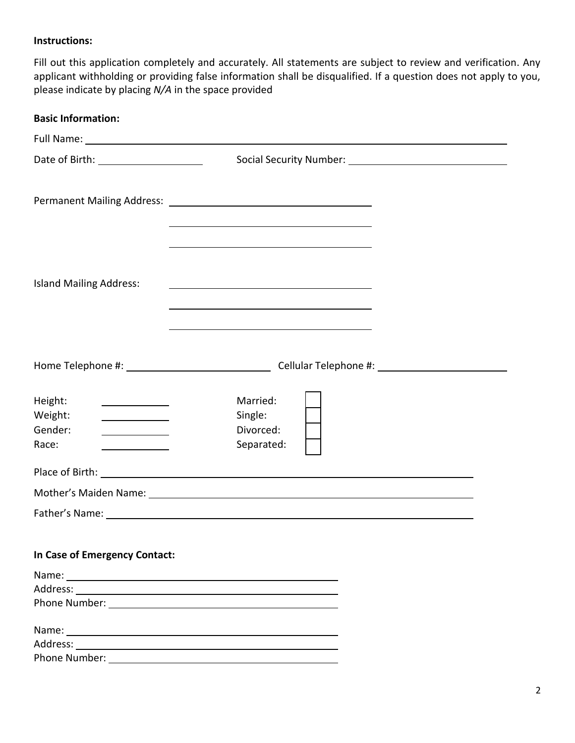**Instructions:**

Fill out this application completely and accurately. All statements are subject to review and verification. Any applicant withholding or providing false information shall be disqualified. If a question does not apply to you, please indicate by placing *N/A* in the space provided

**Basic Information:**

Full Name: ______________________________________________

Date of Birth: ____________________ Social Security Number: ____________________

Permanent Mailing Address: ______________________________

______________________________

______________________________

Island Mailing Address: ______________________________

______________________________

______________________________

Home Telephone #: ____________________ Cellular Telephone #: ____________________

Height: ____________

Weight: ____________

Gender: ____________

Race: ____________

Married: ☐

Single: ☐

Divorced: ☐

Separated: ☐

Place of Birth: ______________________________________________

Mother's Maiden Name: ______________________________________________

Father's Name: ______________________________________________

**In Case of Emergency Contact:**

Name: ______________________________

Address: ______________________________

Phone Number: ______________________________

Name: ______________________________

Address: ______________________________

Phone Number: ______________________________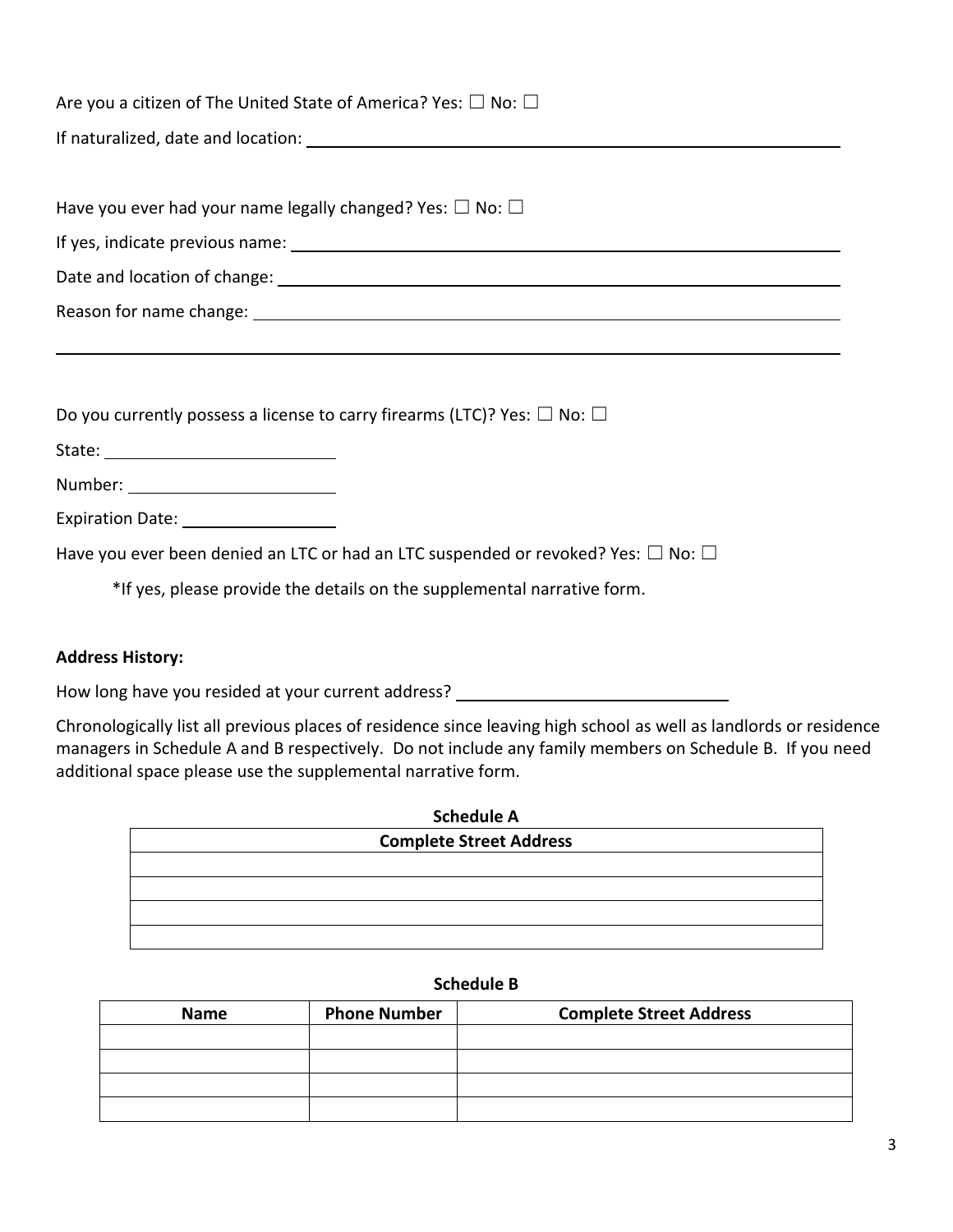Are you a citizen of The United State of America? Yes: ☐ No: ☐

If naturalized, date and location: ______________________________________________

Have you ever had your name legally changed? Yes: ☐ No: ☐

If yes, indicate previous name: ______________________________________________

Date and location of change: ______________________________________________

Reason for name change: ______________________________________________

______________________________________________________________________

Do you currently possess a license to carry firearms (LTC)? Yes: ☐ No: ☐

State: ____________________

Number: ____________________

Expiration Date: ______________

Have you ever been denied an LTC or had an LTC suspended or revoked? Yes: ☐ No: ☐

*If yes, please provide the details on the supplemental narrative form.

**Address History:**

How long have you resided at your current address? ________________________

Chronologically list all previous places of residence since leaving high school as well as landlords or residence managers in Schedule A and B respectively. Do not include any family members on Schedule B. If you need additional space please use the supplemental narrative form.

**Schedule A**

| Complete Street Address |
| --- |
| |
| |
| |
| |

**Schedule B**

| Name | Phone Number | Complete Street Address |
| --- | --- | --- |
| | | |
| | | |
| | | |
| | | |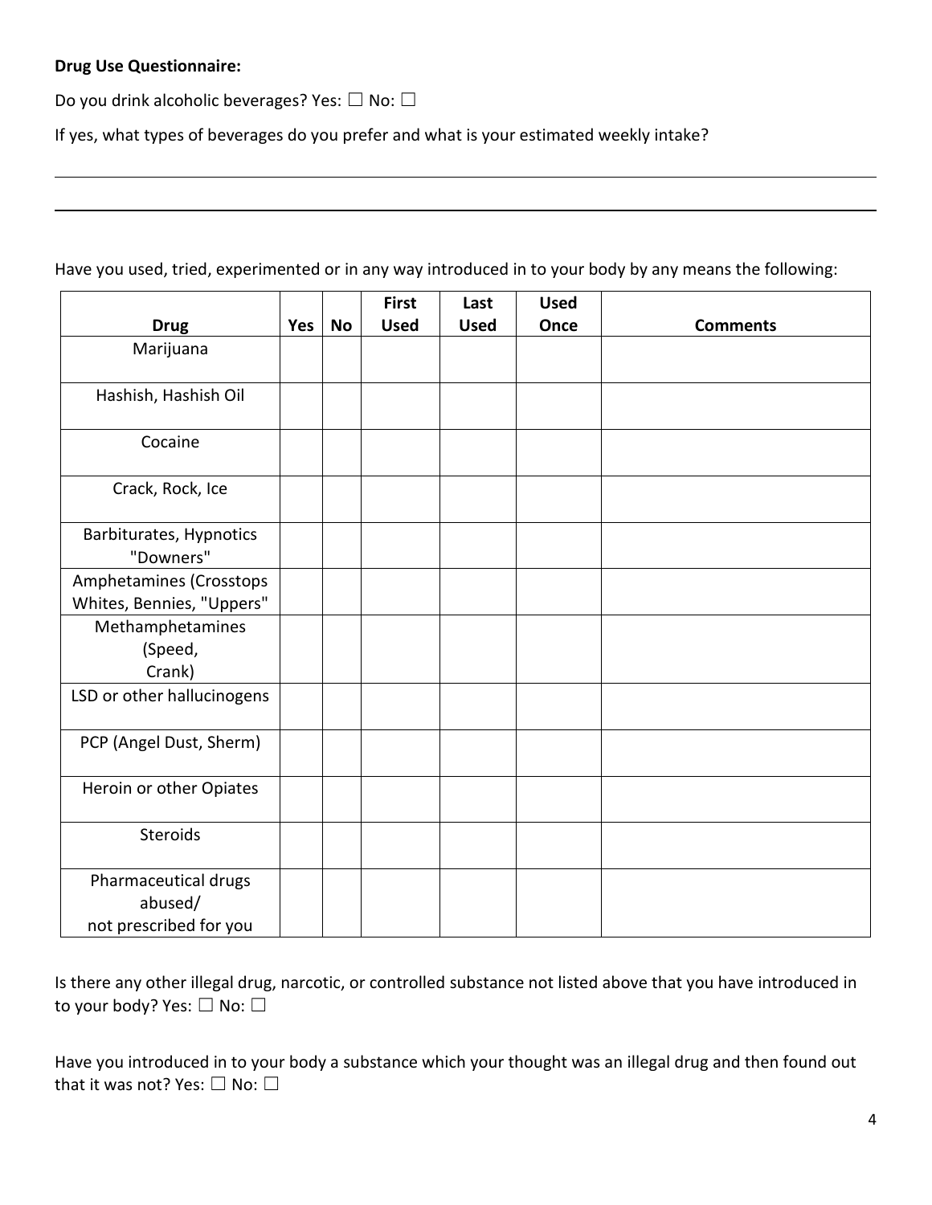**Drug Use Questionnaire:**

Do you drink alcoholic beverages? Yes: ☐ No: ☐

If yes, what types of beverages do you prefer and what is your estimated weekly intake?

_______________________________________________________________________________

_______________________________________________________________________________

Have you used, tried, experimented or in any way introduced in to your body by any means the following:

| Drug | Yes | No | First Used | Last Used | Used Once | Comments |
|---|---|---|---|---|---|---|
| Marijuana | | | | | | |
| Hashish, Hashish Oil | | | | | | |
| Cocaine | | | | | | |
| Crack, Rock, Ice | | | | | | |
| Barbiturates, Hypnotics "Downers" | | | | | | |
| Amphetamines (Crosstops Whites, Bennies, "Uppers" | | | | | | |
| Methamphetamines (Speed, Crank) | | | | | | |
| LSD or other hallucinogens | | | | | | |
| PCP (Angel Dust, Sherm) | | | | | | |
| Heroin or other Opiates | | | | | | |
| Steroids | | | | | | |
| Pharmaceutical drugs abused/ not prescribed for you | | | | | | |

Is there any other illegal drug, narcotic, or controlled substance not listed above that you have introduced in to your body? Yes: ☐ No: ☐

Have you introduced in to your body a substance which your thought was an illegal drug and then found out that it was not? Yes: ☐ No: ☐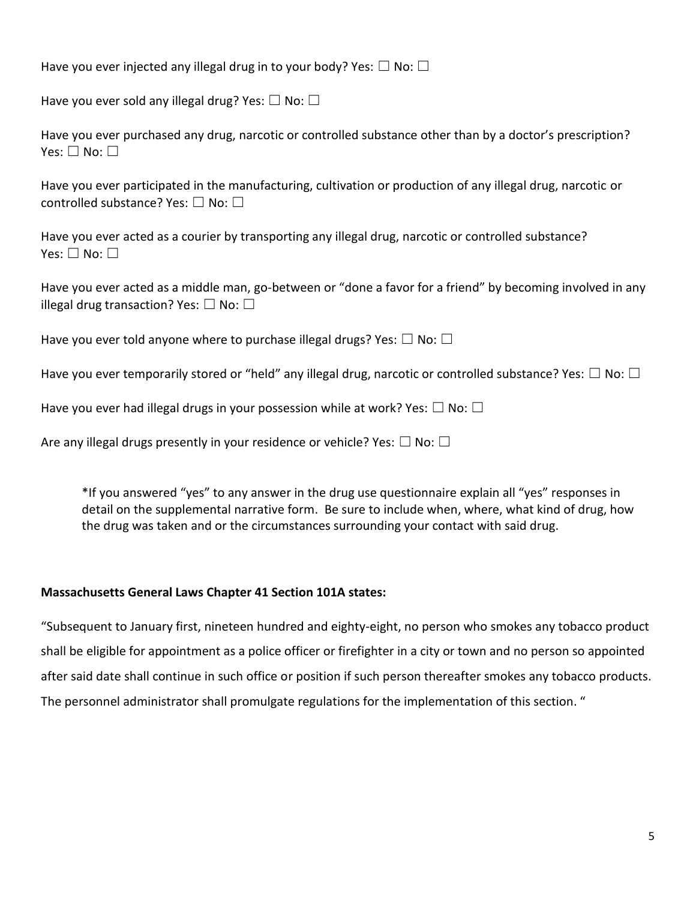Have you ever injected any illegal drug in to your body? Yes: ☐ No: ☐

Have you ever sold any illegal drug? Yes: ☐ No: ☐

Have you ever purchased any drug, narcotic or controlled substance other than by a doctor's prescription? Yes: ☐ No: ☐

Have you ever participated in the manufacturing, cultivation or production of any illegal drug, narcotic or controlled substance? Yes: ☐ No: ☐

Have you ever acted as a courier by transporting any illegal drug, narcotic or controlled substance? Yes: ☐ No: ☐

Have you ever acted as a middle man, go-between or "done a favor for a friend" by becoming involved in any illegal drug transaction? Yes: ☐ No: ☐

Have you ever told anyone where to purchase illegal drugs? Yes: ☐ No: ☐

Have you ever temporarily stored or "held" any illegal drug, narcotic or controlled substance? Yes: ☐ No: ☐

Have you ever had illegal drugs in your possession while at work? Yes: ☐ No: ☐

Are any illegal drugs presently in your residence or vehicle? Yes: ☐ No: ☐

> *If you answered "yes" to any answer in the drug use questionnaire explain all "yes" responses in detail on the supplemental narrative form. Be sure to include when, where, what kind of drug, how the drug was taken and or the circumstances surrounding your contact with said drug.

**Massachusetts General Laws Chapter 41 Section 101A states:**

"Subsequent to January first, nineteen hundred and eighty-eight, no person who smokes any tobacco product shall be eligible for appointment as a police officer or firefighter in a city or town and no person so appointed after said date shall continue in such office or position if such person thereafter smokes any tobacco products. The personnel administrator shall promulgate regulations for the implementation of this section. "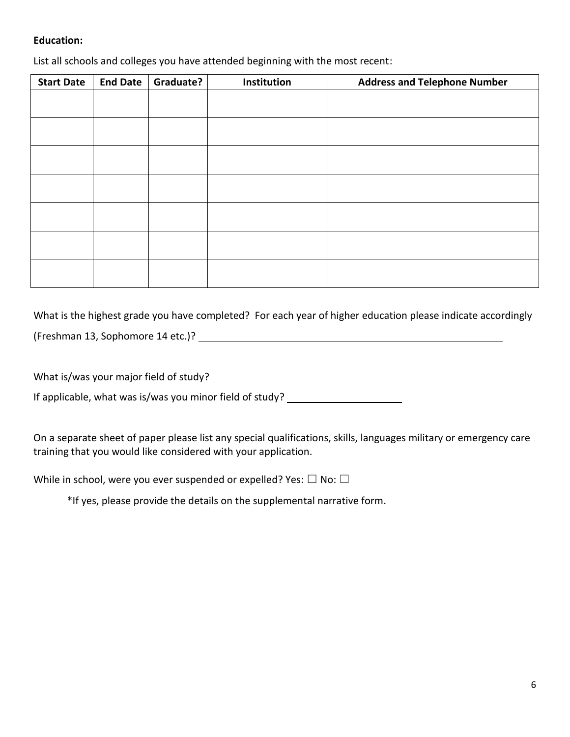**Education:**

List all schools and colleges you have attended beginning with the most recent:

| Start Date | End Date | Graduate? | Institution | Address and Telephone Number |
|---|---|---|---|---|
| | | | | |
| | | | | |
| | | | | |
| | | | | |
| | | | | |
| | | | | |
| | | | | |

What is the highest grade you have completed? For each year of higher education please indicate accordingly (Freshman 13, Sophomore 14 etc.)? ______________________________

What is/was your major field of study? ______________________________

If applicable, what was is/was you minor field of study? ____________________

On a separate sheet of paper please list any special qualifications, skills, languages military or emergency care training that you would like considered with your application.

While in school, were you ever suspended or expelled? Yes: ☐ No: ☐

*If yes, please provide the details on the supplemental narrative form.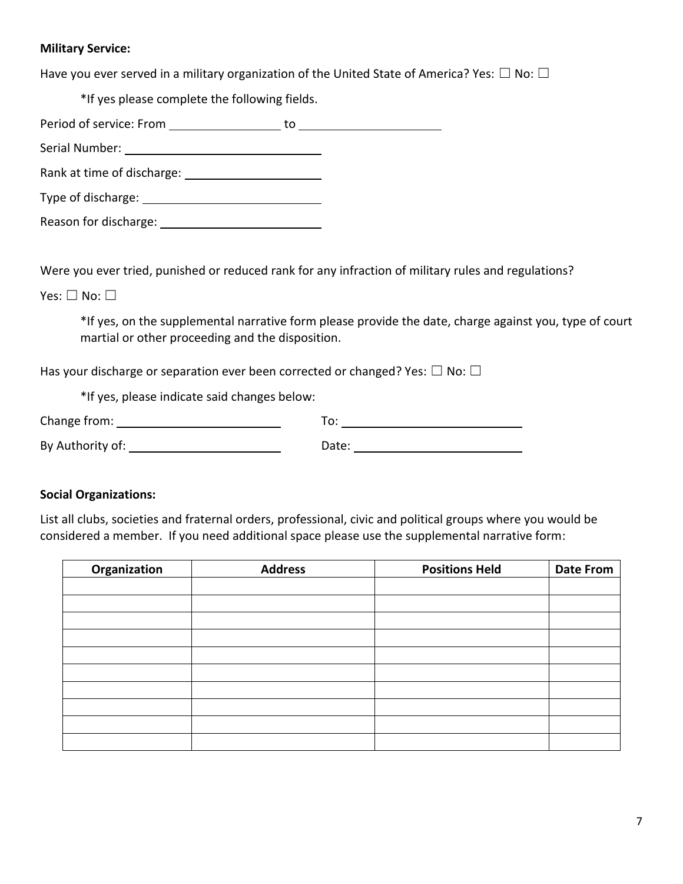**Military Service:**

Have you ever served in a military organization of the United State of America? Yes: ☐ No: ☐

*If yes please complete the following fields.

Period of service: From ________________ to ____________________

Serial Number: ____________________________

Rank at time of discharge: __________________

Type of discharge: ________________________

Reason for discharge: ______________________

Were you ever tried, punished or reduced rank for any infraction of military rules and regulations?

Yes: ☐ No: ☐

*If yes, on the supplemental narrative form please provide the date, charge against you, type of court martial or other proceeding and the disposition.

Has your discharge or separation ever been corrected or changed? Yes: ☐ No: ☐

*If yes, please indicate said changes below:

Change from: ______________________ To: __________________________

By Authority of: ____________________ Date: ________________________

**Social Organizations:**

List all clubs, societies and fraternal orders, professional, civic and political groups where you would be considered a member. If you need additional space please use the supplemental narrative form:

| Organization | Address | Positions Held | Date From |
|---|---|---|---|
| | | | |
| | | | |
| | | | |
| | | | |
| | | | |
| | | | |
| | | | |
| | | | |
| | | | |
| | | | |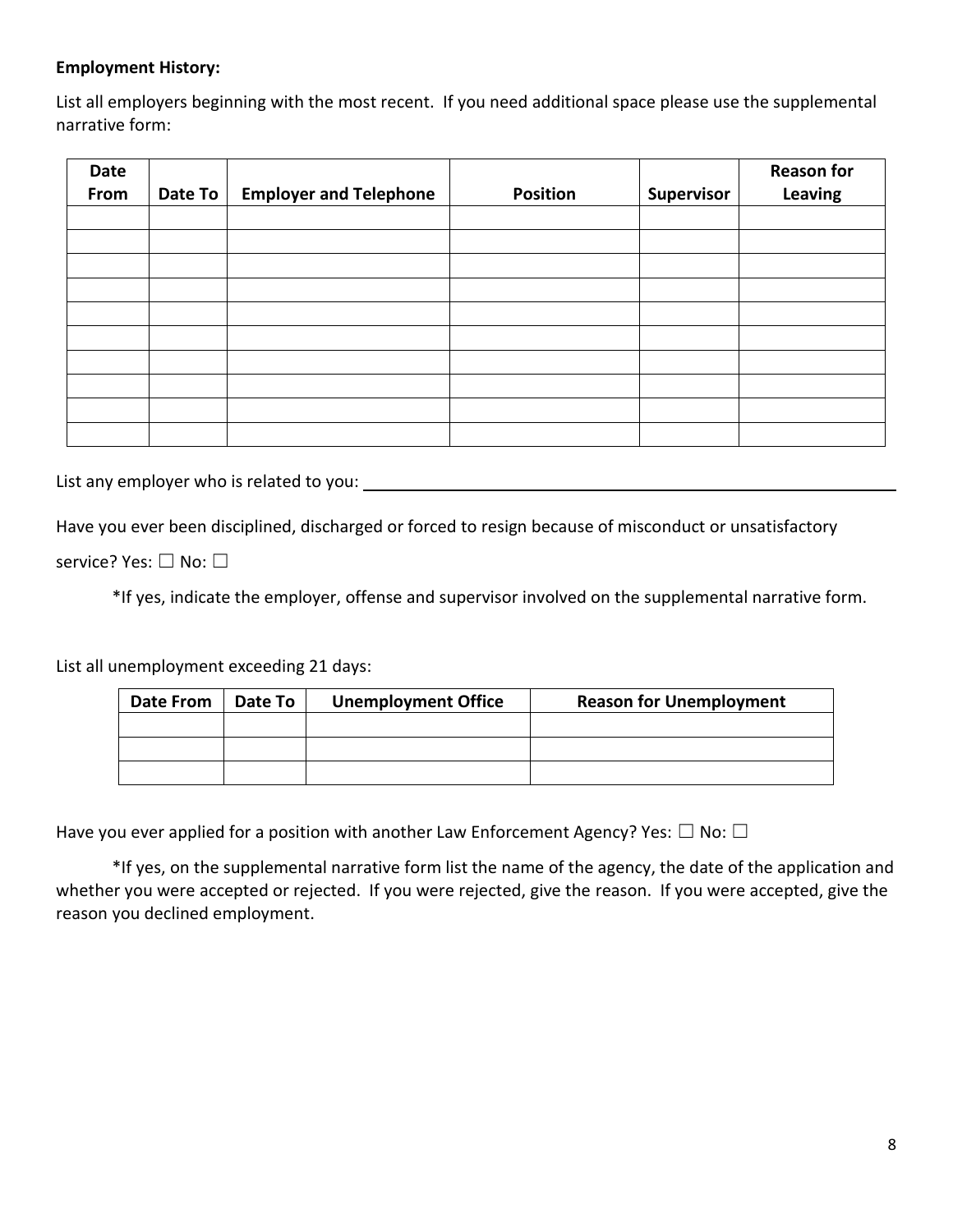**Employment History:**

List all employers beginning with the most recent. If you need additional space please use the supplemental narrative form:

| Date From | Date To | Employer and Telephone | Position | Supervisor | Reason for Leaving |
|---|---|---|---|---|---|
| | | | | | |
| | | | | | |
| | | | | | |
| | | | | | |
| | | | | | |
| | | | | | |
| | | | | | |
| | | | | | |
| | | | | | |
| | | | | | |

List any employer who is related to you: ___________________________________________

Have you ever been disciplined, discharged or forced to resign because of misconduct or unsatisfactory service? Yes: ☐ No: ☐

*If yes, indicate the employer, offense and supervisor involved on the supplemental narrative form.

List all unemployment exceeding 21 days:

| Date From | Date To | Unemployment Office | Reason for Unemployment |
|---|---|---|---|
| | | | |
| | | | |
| | | | |

Have you ever applied for a position with another Law Enforcement Agency? Yes: ☐ No: ☐

*If yes, on the supplemental narrative form list the name of the agency, the date of the application and whether you were accepted or rejected. If you were rejected, give the reason. If you were accepted, give the reason you declined employment.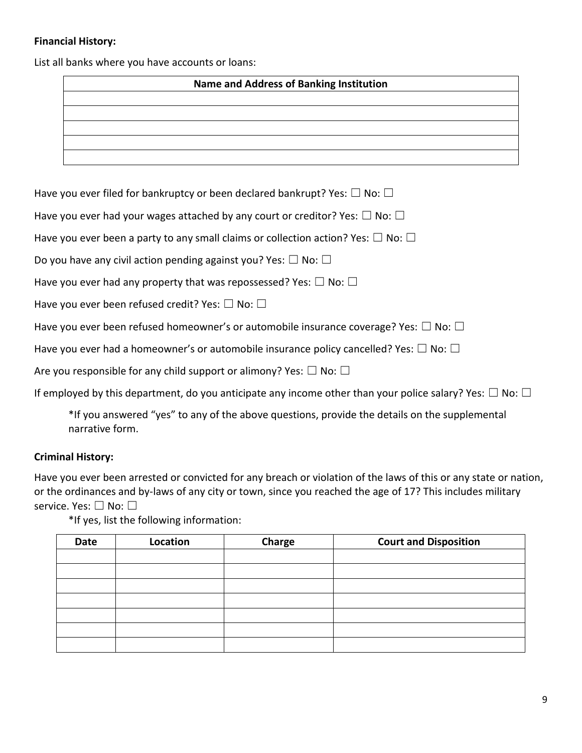**Financial History:**

List all banks where you have accounts or loans:

| Name and Address of Banking Institution |
| --- |
| |
| |
| |
| |
| |

Have you ever filed for bankruptcy or been declared bankrupt? Yes: ☐ No: ☐

Have you ever had your wages attached by any court or creditor? Yes: ☐ No: ☐

Have you ever been a party to any small claims or collection action? Yes: ☐ No: ☐

Do you have any civil action pending against you? Yes: ☐ No: ☐

Have you ever had any property that was repossessed? Yes: ☐ No: ☐

Have you ever been refused credit? Yes: ☐ No: ☐

Have you ever been refused homeowner's or automobile insurance coverage? Yes: ☐ No: ☐

Have you ever had a homeowner's or automobile insurance policy cancelled? Yes: ☐ No: ☐

Are you responsible for any child support or alimony? Yes: ☐ No: ☐

If employed by this department, do you anticipate any income other than your police salary? Yes: ☐ No: ☐

*If you answered "yes" to any of the above questions, provide the details on the supplemental narrative form.

**Criminal History:**

Have you ever been arrested or convicted for any breach or violation of the laws of this or any state or nation, or the ordinances and by-laws of any city or town, since you reached the age of 17? This includes military service. Yes: ☐ No: ☐

*If yes, list the following information:

| Date | Location | Charge | Court and Disposition |
| --- | --- | --- | --- |
| | | | |
| | | | |
| | | | |
| | | | |
| | | | |
| | | | |
| | | | |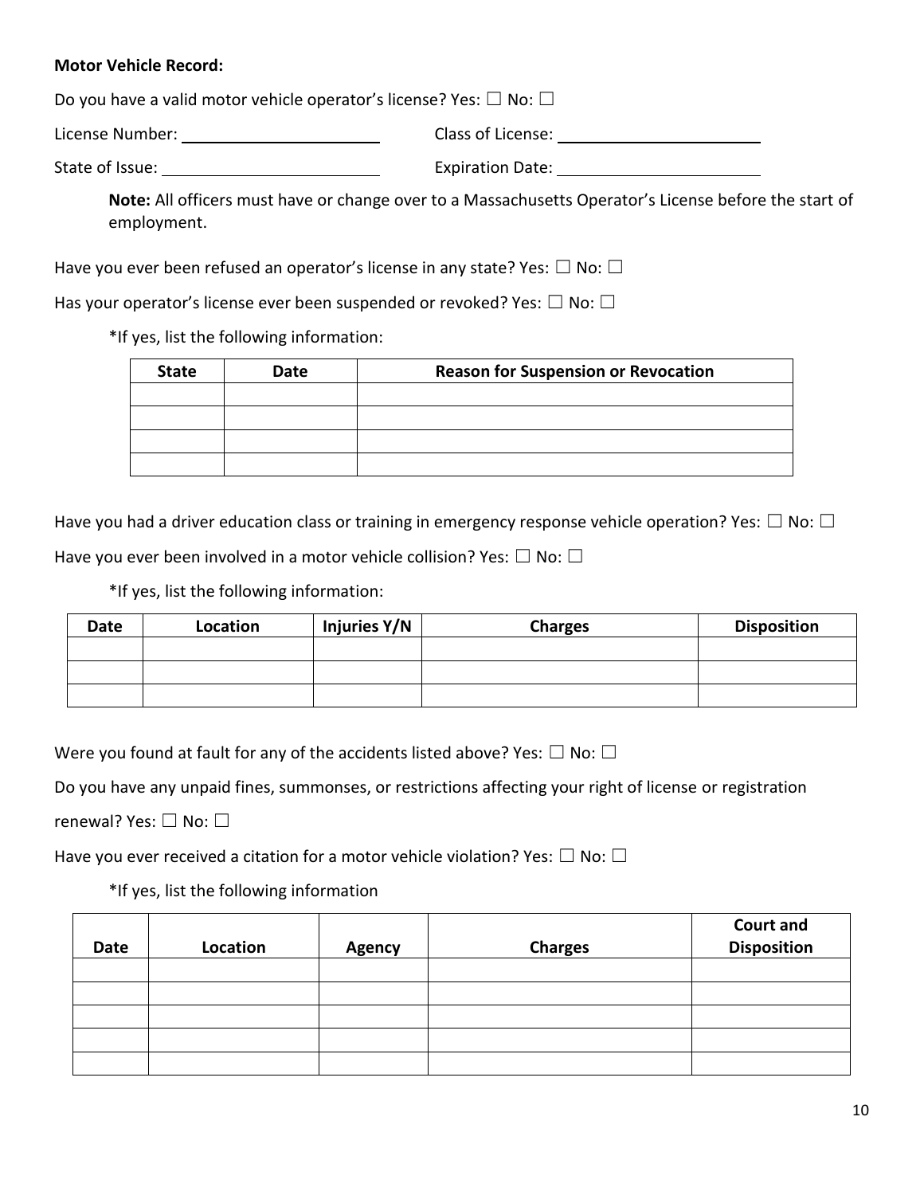**Motor Vehicle Record:**

Do you have a valid motor vehicle operator's license? Yes: ☐ No: ☐

License Number: ______________________ Class of License: ______________________

State of Issue: ______________________ Expiration Date: ______________________

> **Note:** All officers must have or change over to a Massachusetts Operator's License before the start of employment.

Have you ever been refused an operator's license in any state? Yes: ☐ No: ☐

Has your operator's license ever been suspended or revoked? Yes: ☐ No: ☐

*If yes, list the following information:

| State | Date | Reason for Suspension or Revocation |
|---|---|---|
| | | |
| | | |
| | | |
| | | |

Have you had a driver education class or training in emergency response vehicle operation? Yes: ☐ No: ☐

Have you ever been involved in a motor vehicle collision? Yes: ☐ No: ☐

*If yes, list the following information:

| Date | Location | Injuries Y/N | Charges | Disposition |
|---|---|---|---|---|
| | | | | |
| | | | | |
| | | | | |

Were you found at fault for any of the accidents listed above? Yes: ☐ No: ☐

Do you have any unpaid fines, summonses, or restrictions affecting your right of license or registration renewal? Yes: ☐ No: ☐

Have you ever received a citation for a motor vehicle violation? Yes: ☐ No: ☐

*If yes, list the following information

| Date | Location | Agency | Charges | Court and Disposition |
|---|---|---|---|---|
| | | | | |
| | | | | |
| | | | | |
| | | | | |
| | | | | |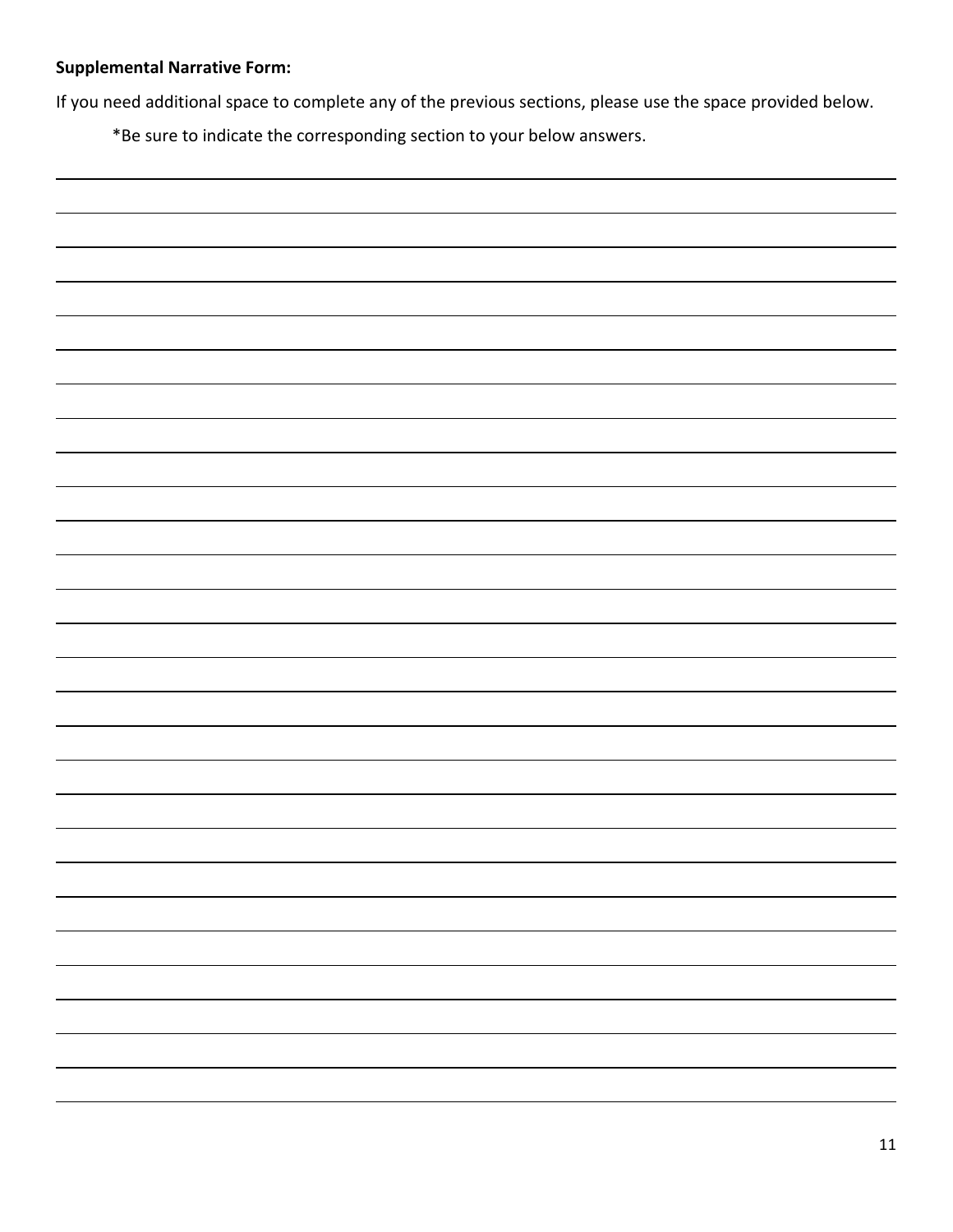**Supplemental Narrative Form:**

If you need additional space to complete any of the previous sections, please use the space provided below.

*Be sure to indicate the corresponding section to your below answers.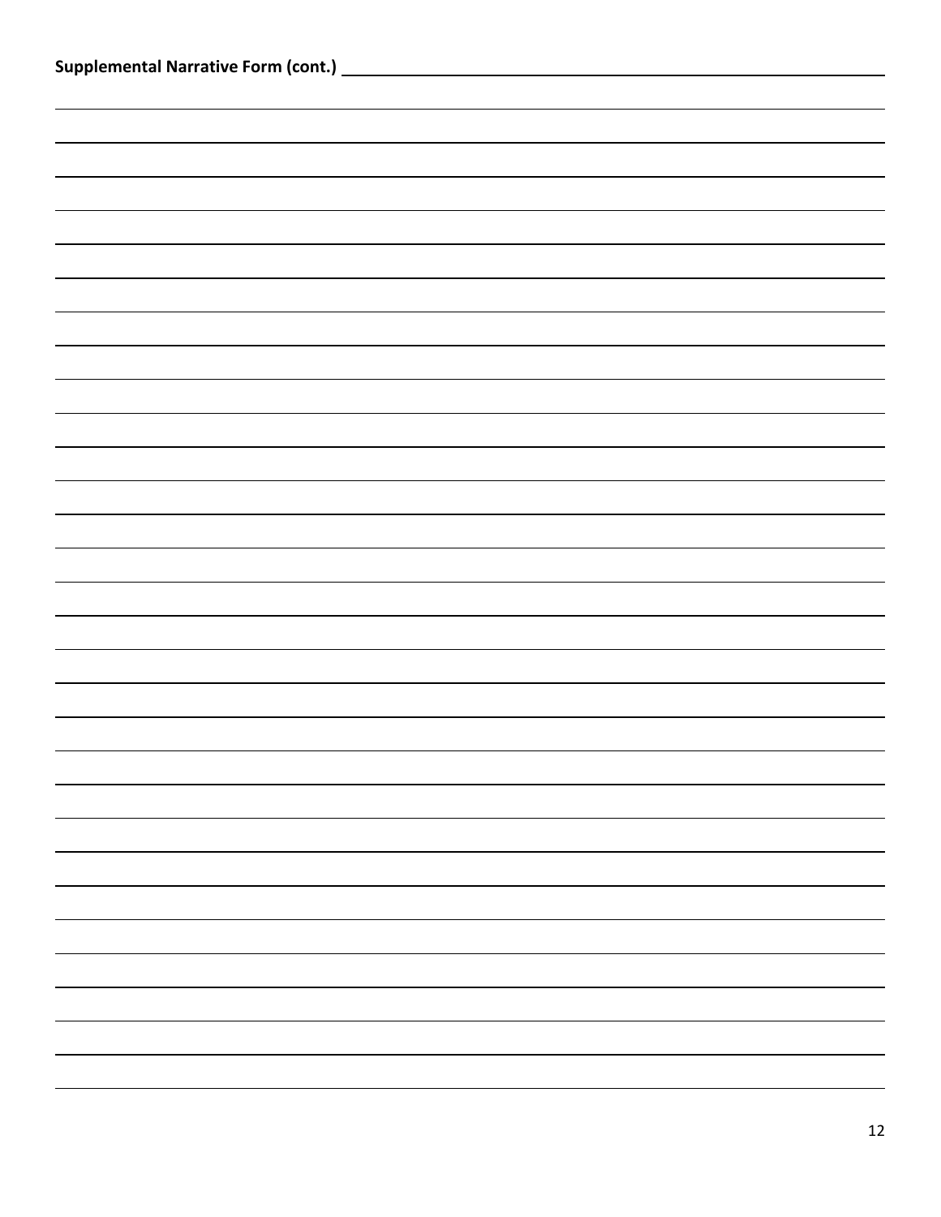**Supplemental Narrative Form (cont.)**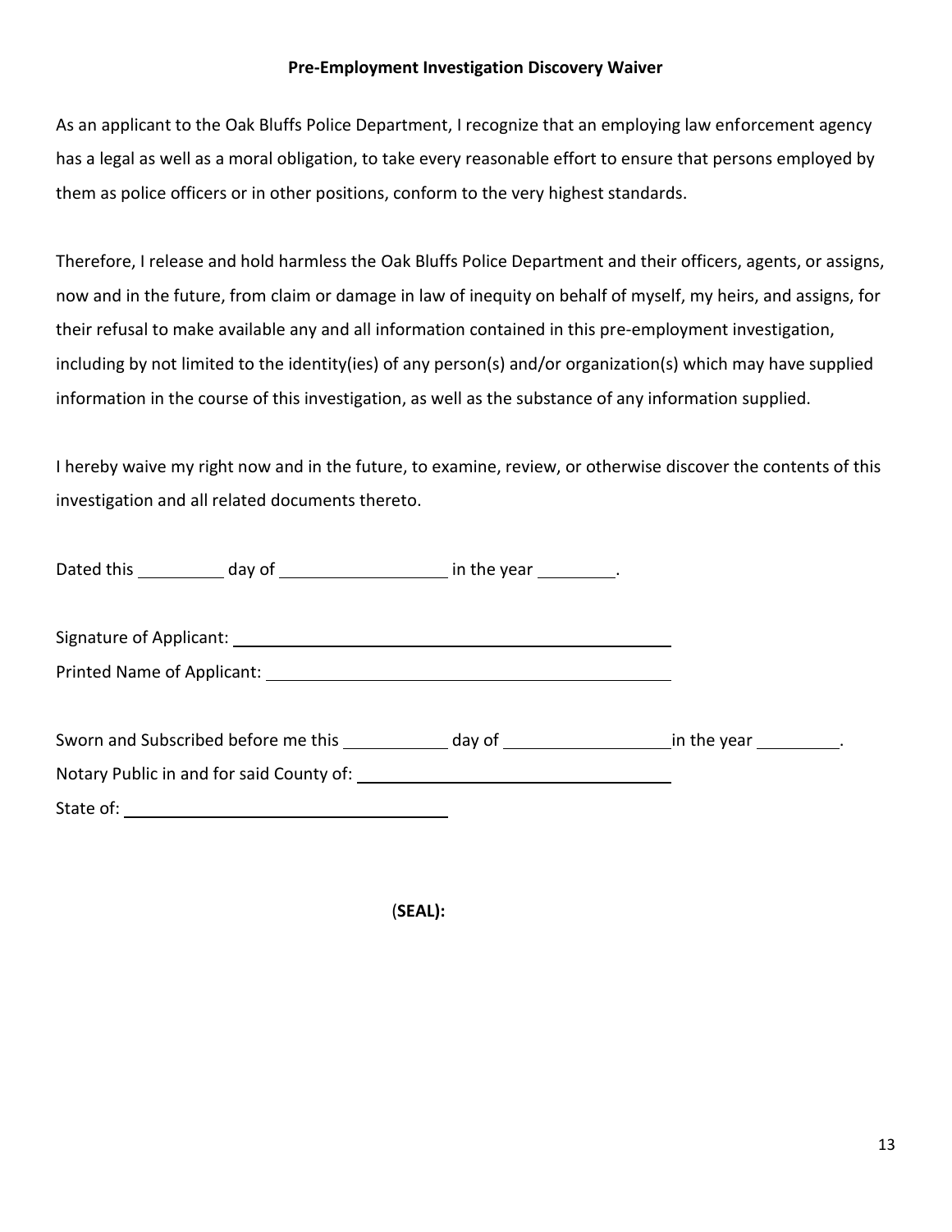**Pre-Employment Investigation Discovery Waiver**

As an applicant to the Oak Bluffs Police Department, I recognize that an employing law enforcement agency has a legal as well as a moral obligation, to take every reasonable effort to ensure that persons employed by them as police officers or in other positions, conform to the very highest standards.

Therefore, I release and hold harmless the Oak Bluffs Police Department and their officers, agents, or assigns, now and in the future, from claim or damage in law of inequity on behalf of myself, my heirs, and assigns, for their refusal to make available any and all information contained in this pre-employment investigation, including by not limited to the identity(ies) of any person(s) and/or organization(s) which may have supplied information in the course of this investigation, as well as the substance of any information supplied.

I hereby waive my right now and in the future, to examine, review, or otherwise discover the contents of this investigation and all related documents thereto.

Dated this __________ day of ___________________ in the year _________.

Signature of Applicant: ___________________________________________________

Printed Name of Applicant: ______________________________________________

Sworn and Subscribed before me this ____________ day of ___________________ in the year __________.

Notary Public in and for said County of: ___________________________________

State of: ____________________________________

(**SEAL):**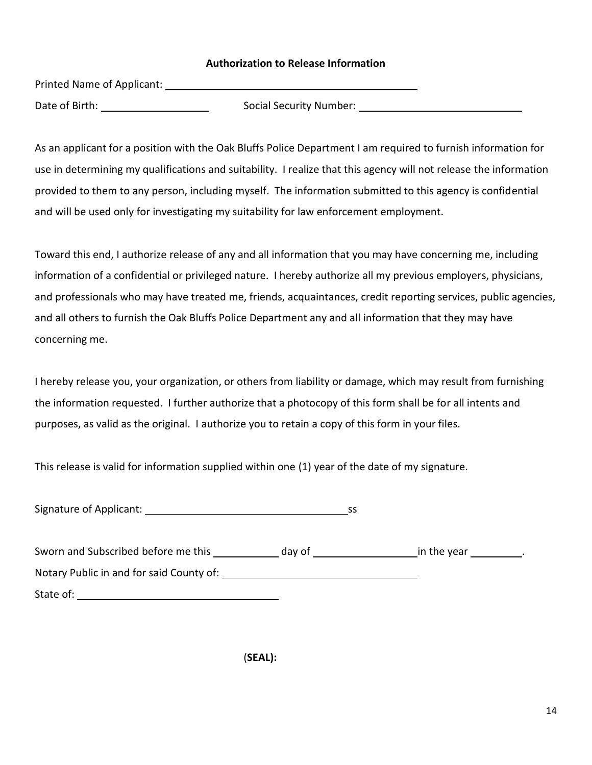**Authorization to Release Information**

Printed Name of Applicant: ______________________________________________

Date of Birth: ___________________ Social Security Number: ____________________________

As an applicant for a position with the Oak Bluffs Police Department I am required to furnish information for use in determining my qualifications and suitability. I realize that this agency will not release the information provided to them to any person, including myself. The information submitted to this agency is confidential and will be used only for investigating my suitability for law enforcement employment.

Toward this end, I authorize release of any and all information that you may have concerning me, including information of a confidential or privileged nature. I hereby authorize all my previous employers, physicians, and professionals who may have treated me, friends, acquaintances, credit reporting services, public agencies, and all others to furnish the Oak Bluffs Police Department any and all information that they may have concerning me.

I hereby release you, your organization, or others from liability or damage, which may result from furnishing the information requested. I further authorize that a photocopy of this form shall be for all intents and purposes, as valid as the original. I authorize you to retain a copy of this form in your files.

This release is valid for information supplied within one (1) year of the date of my signature.

Signature of Applicant: ____________________________________ss

Sworn and Subscribed before me this ___________ day of __________________ in the year _________.

Notary Public in and for said County of: __________________________________

State of: __________________________________

(**SEAL):**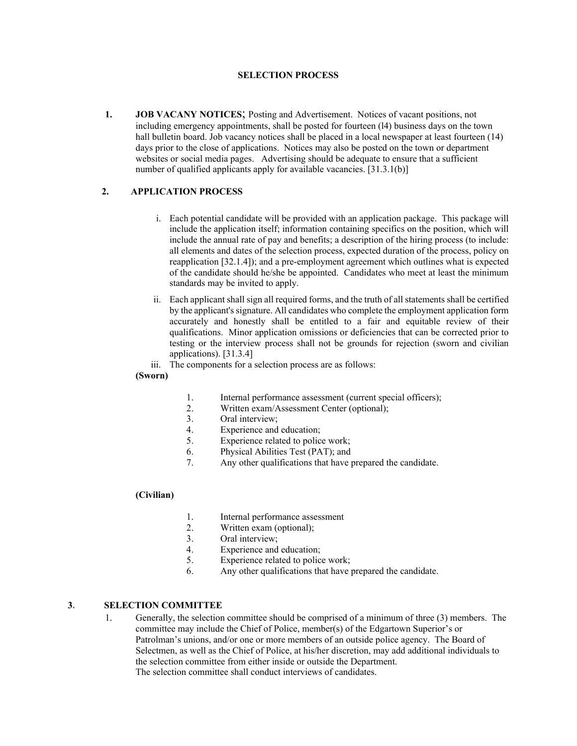**SELECTION PROCESS**

1. **JOB VACANY NOTICES;** Posting and Advertisement. Notices of vacant positions, not including emergency appointments, shall be posted for fourteen (l4) business days on the town hall bulletin board. Job vacancy notices shall be placed in a local newspaper at least fourteen (14) days prior to the close of applications. Notices may also be posted on the town or department websites or social media pages. Advertising should be adequate to ensure that a sufficient number of qualified applicants apply for available vacancies. [31.3.1(b)]

2. **APPLICATION PROCESS**

   i. Each potential candidate will be provided with an application package. This package will include the application itself; information containing specifics on the position, which will include the annual rate of pay and benefits; a description of the hiring process (to include: all elements and dates of the selection process, expected duration of the process, policy on reapplication [32.1.4]); and a pre-employment agreement which outlines what is expected of the candidate should he/she be appointed. Candidates who meet at least the minimum standards may be invited to apply.

   ii. Each applicant shall sign all required forms, and the truth of all statements shall be certified by the applicant's signature. All candidates who complete the employment application form accurately and honestly shall be entitled to a fair and equitable review of their qualifications. Minor application omissions or deficiencies that can be corrected prior to testing or the interview process shall not be grounds for rejection (sworn and civilian applications). [31.3.4]

   iii. The components for a selection process are as follows:

**(Sworn)**

1. Internal performance assessment (current special officers);
2. Written exam/Assessment Center (optional);
3. Oral interview;
4. Experience and education;
5. Experience related to police work;
6. Physical Abilities Test (PAT); and
7. Any other qualifications that have prepared the candidate.

**(Civilian)**

1. Internal performance assessment
2. Written exam (optional);
3. Oral interview;
4. Experience and education;
5. Experience related to police work;
6. Any other qualifications that have prepared the candidate.

3. **SELECTION COMMITTEE**

   1. Generally, the selection committee should be comprised of a minimum of three (3) members. The committee may include the Chief of Police, member(s) of the Edgartown Superior's or Patrolman's unions, and/or one or more members of an outside police agency. The Board of Selectmen, as well as the Chief of Police, at his/her discretion, may add additional individuals to the selection committee from either inside or outside the Department.
   The selection committee shall conduct interviews of candidates.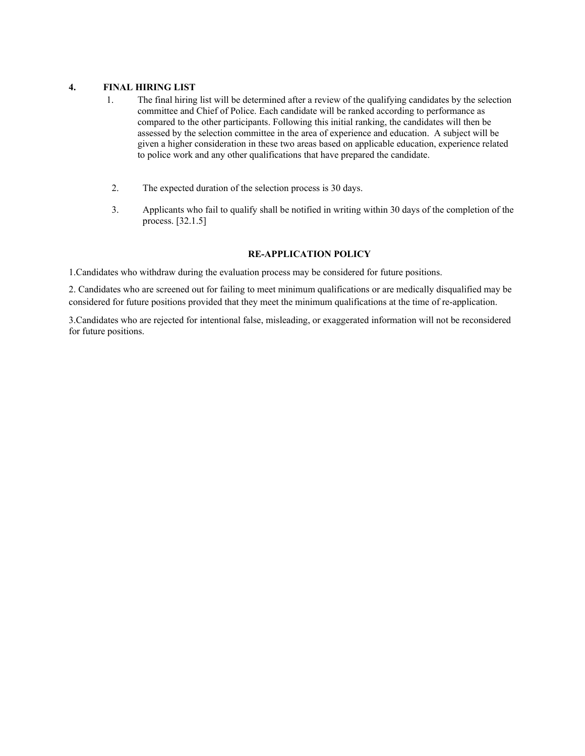**4. FINAL HIRING LIST**

1. The final hiring list will be determined after a review of the qualifying candidates by the selection committee and Chief of Police. Each candidate will be ranked according to performance as compared to the other participants. Following this initial ranking, the candidates will then be assessed by the selection committee in the area of experience and education. A subject will be given a higher consideration in these two areas based on applicable education, experience related to police work and any other qualifications that have prepared the candidate.

2. The expected duration of the selection process is 30 days.

3. Applicants who fail to qualify shall be notified in writing within 30 days of the completion of the process. [32.1.5]

## RE-APPLICATION POLICY

1.Candidates who withdraw during the evaluation process may be considered for future positions.

2. Candidates who are screened out for failing to meet minimum qualifications or are medically disqualified may be considered for future positions provided that they meet the minimum qualifications at the time of re-application.

3.Candidates who are rejected for intentional false, misleading, or exaggerated information will not be reconsidered for future positions.